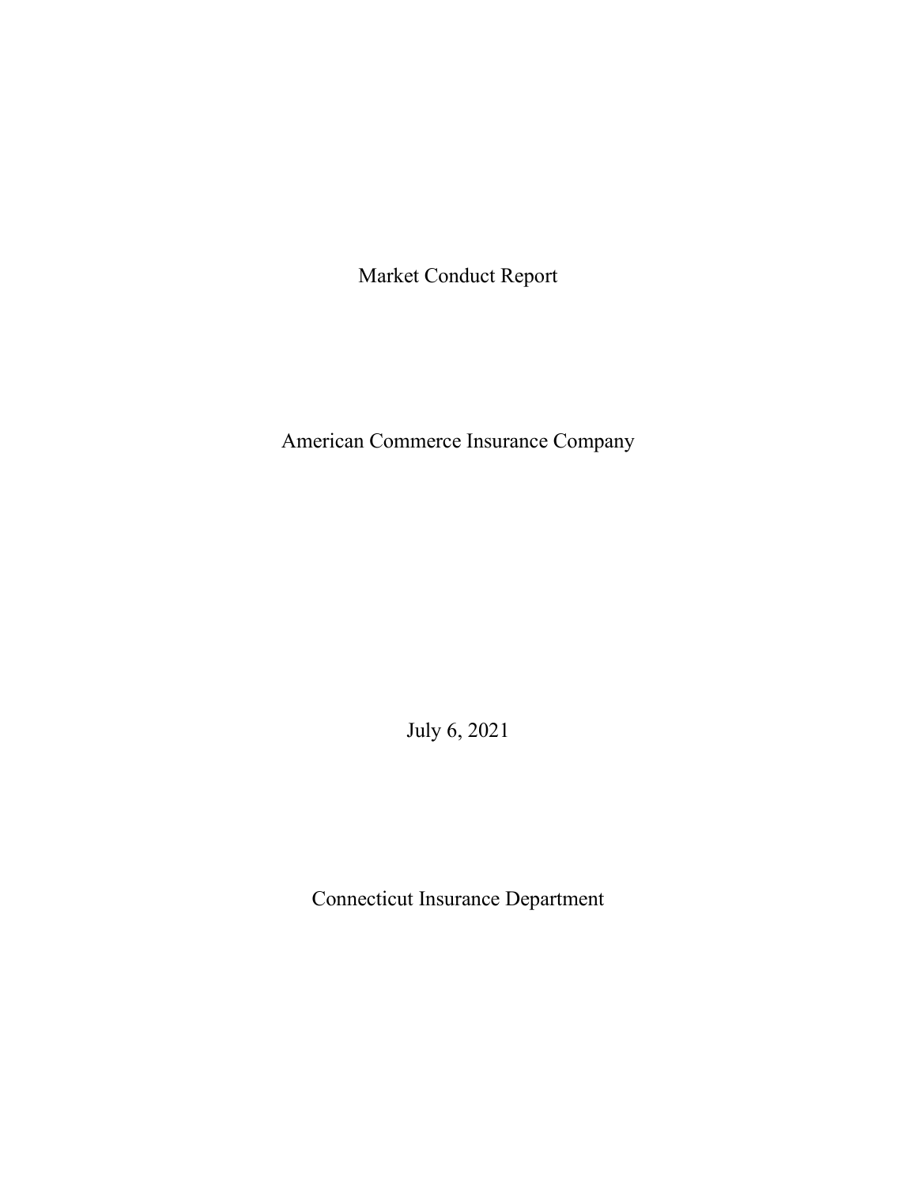# Market Conduct Report

## American Commerce Insurance Company

July 6, 2021

Connecticut Insurance Department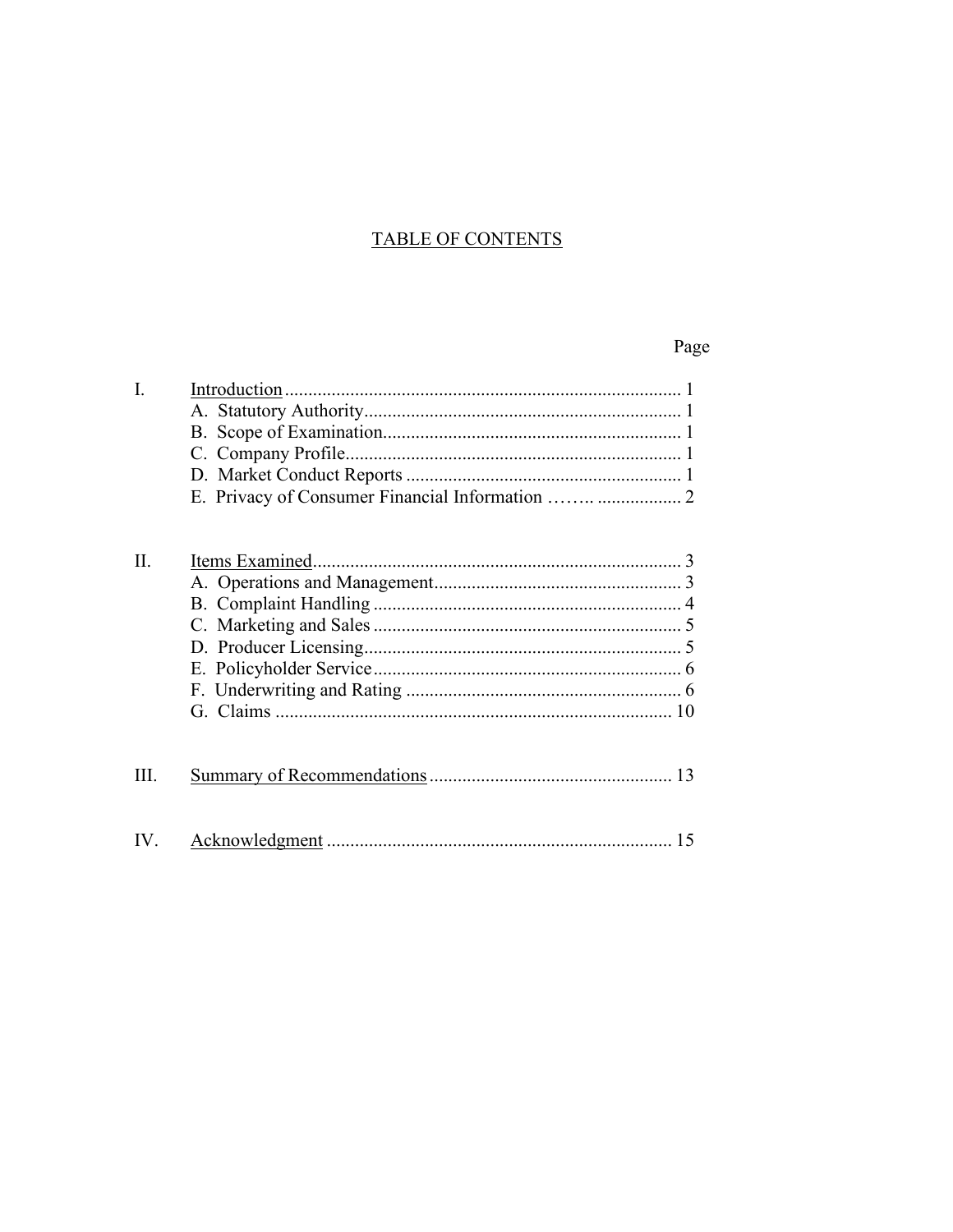# TABLE OF CONTENTS

| | | Page |
|---|---|---|
| I. | Introduction | 1 |
| | A. Statutory Authority | 1 |
| | B. Scope of Examination | 1 |
| | C. Company Profile | 1 |
| | D. Market Conduct Reports | 1 |
| | E. Privacy of Consumer Financial Information | 2 |
| II. | Items Examined | 3 |
| | A. Operations and Management | 3 |
| | B. Complaint Handling | 4 |
| | C. Marketing and Sales | 5 |
| | D. Producer Licensing | 5 |
| | E. Policyholder Service | 6 |
| | F. Underwriting and Rating | 6 |
| | G. Claims | 10 |
| III. | Summary of Recommendations | 13 |
| IV. | Acknowledgment | 15 |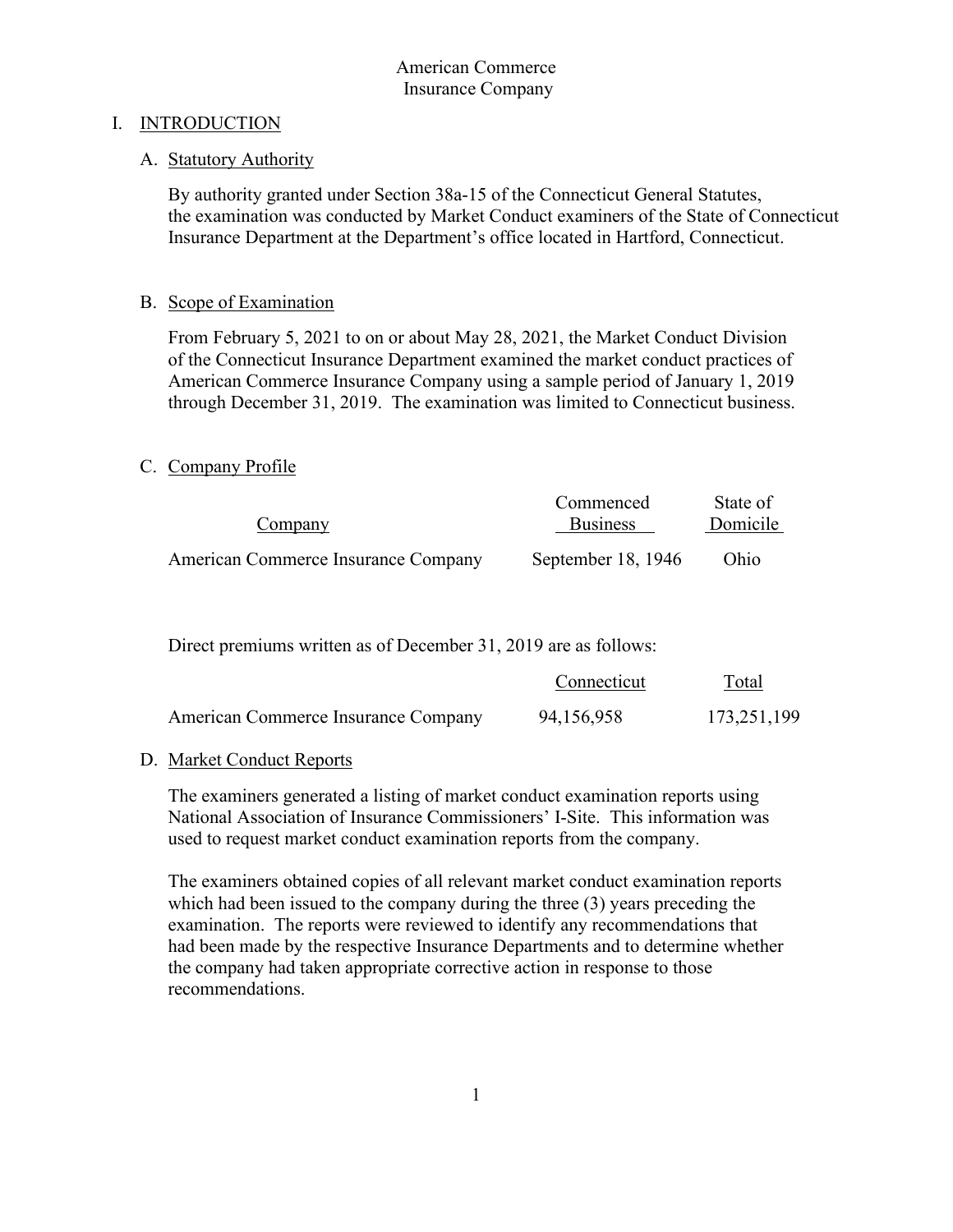American Commerce
Insurance Company

# I. INTRODUCTION

## A. Statutory Authority

By authority granted under Section 38a-15 of the Connecticut General Statutes, the examination was conducted by Market Conduct examiners of the State of Connecticut Insurance Department at the Department's office located in Hartford, Connecticut.

## B. Scope of Examination

From February 5, 2021 to on or about May 28, 2021, the Market Conduct Division of the Connecticut Insurance Department examined the market conduct practices of American Commerce Insurance Company using a sample period of January 1, 2019 through December 31, 2019. The examination was limited to Connecticut business.

## C. Company Profile

| Company | Commenced Business | State of Domicile |
|---|---|---|
| American Commerce Insurance Company | September 18, 1946 | Ohio |

Direct premiums written as of December 31, 2019 are as follows:

| | Connecticut | Total |
|---|---|---|
| American Commerce Insurance Company | 94,156,958 | 173,251,199 |

## D. Market Conduct Reports

The examiners generated a listing of market conduct examination reports using National Association of Insurance Commissioners' I-Site. This information was used to request market conduct examination reports from the company.

The examiners obtained copies of all relevant market conduct examination reports which had been issued to the company during the three (3) years preceding the examination. The reports were reviewed to identify any recommendations that had been made by the respective Insurance Departments and to determine whether the company had taken appropriate corrective action in response to those recommendations.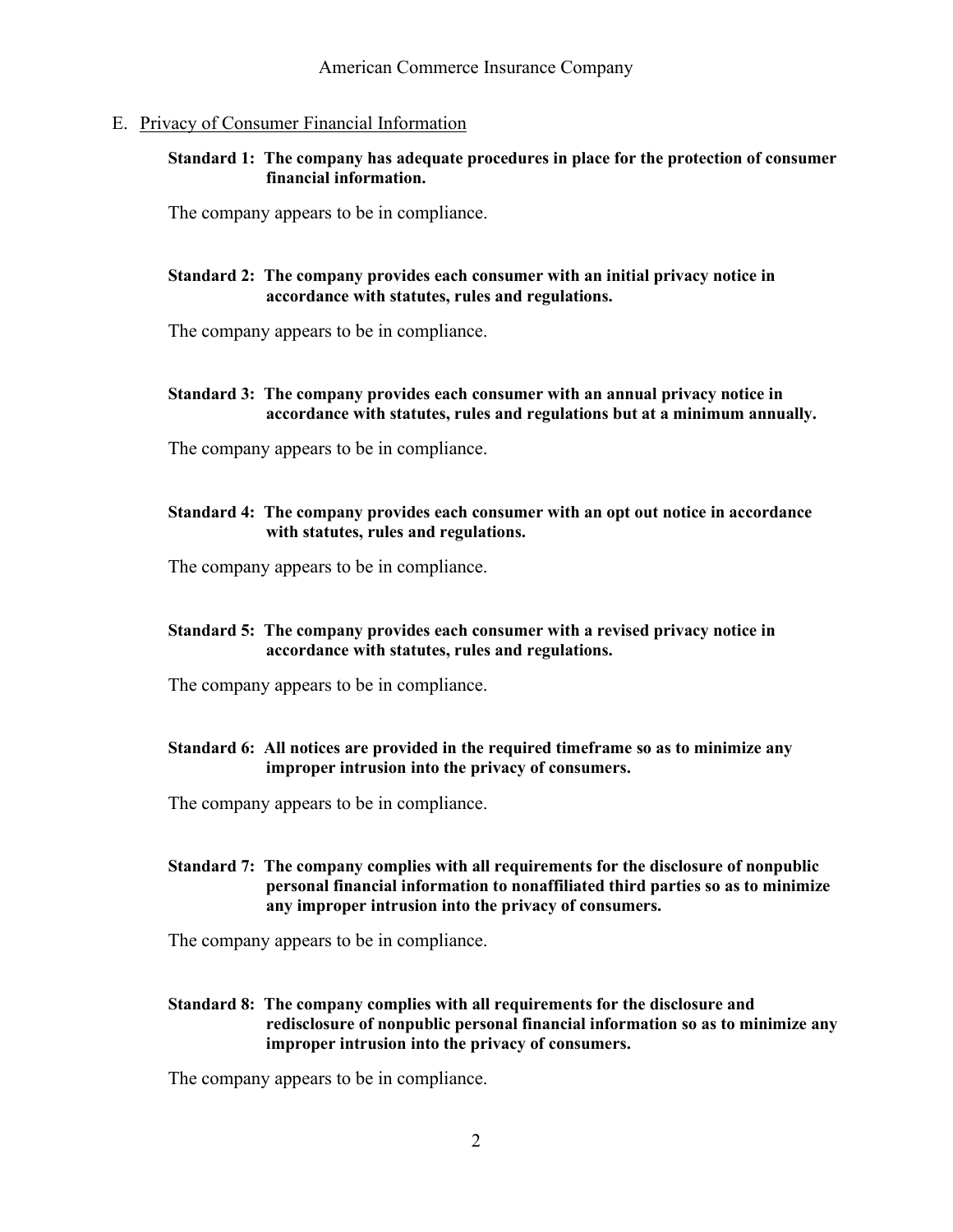## E. Privacy of Consumer Financial Information

**Standard 1: The company has adequate procedures in place for the protection of consumer financial information.**

The company appears to be in compliance.

**Standard 2: The company provides each consumer with an initial privacy notice in accordance with statutes, rules and regulations.**

The company appears to be in compliance.

**Standard 3: The company provides each consumer with an annual privacy notice in accordance with statutes, rules and regulations but at a minimum annually.**

The company appears to be in compliance.

**Standard 4: The company provides each consumer with an opt out notice in accordance with statutes, rules and regulations.**

The company appears to be in compliance.

**Standard 5: The company provides each consumer with a revised privacy notice in accordance with statutes, rules and regulations.**

The company appears to be in compliance.

**Standard 6: All notices are provided in the required timeframe so as to minimize any improper intrusion into the privacy of consumers.**

The company appears to be in compliance.

**Standard 7: The company complies with all requirements for the disclosure of nonpublic personal financial information to nonaffiliated third parties so as to minimize any improper intrusion into the privacy of consumers.**

The company appears to be in compliance.

**Standard 8: The company complies with all requirements for the disclosure and redisclosure of nonpublic personal financial information so as to minimize any improper intrusion into the privacy of consumers.**

The company appears to be in compliance.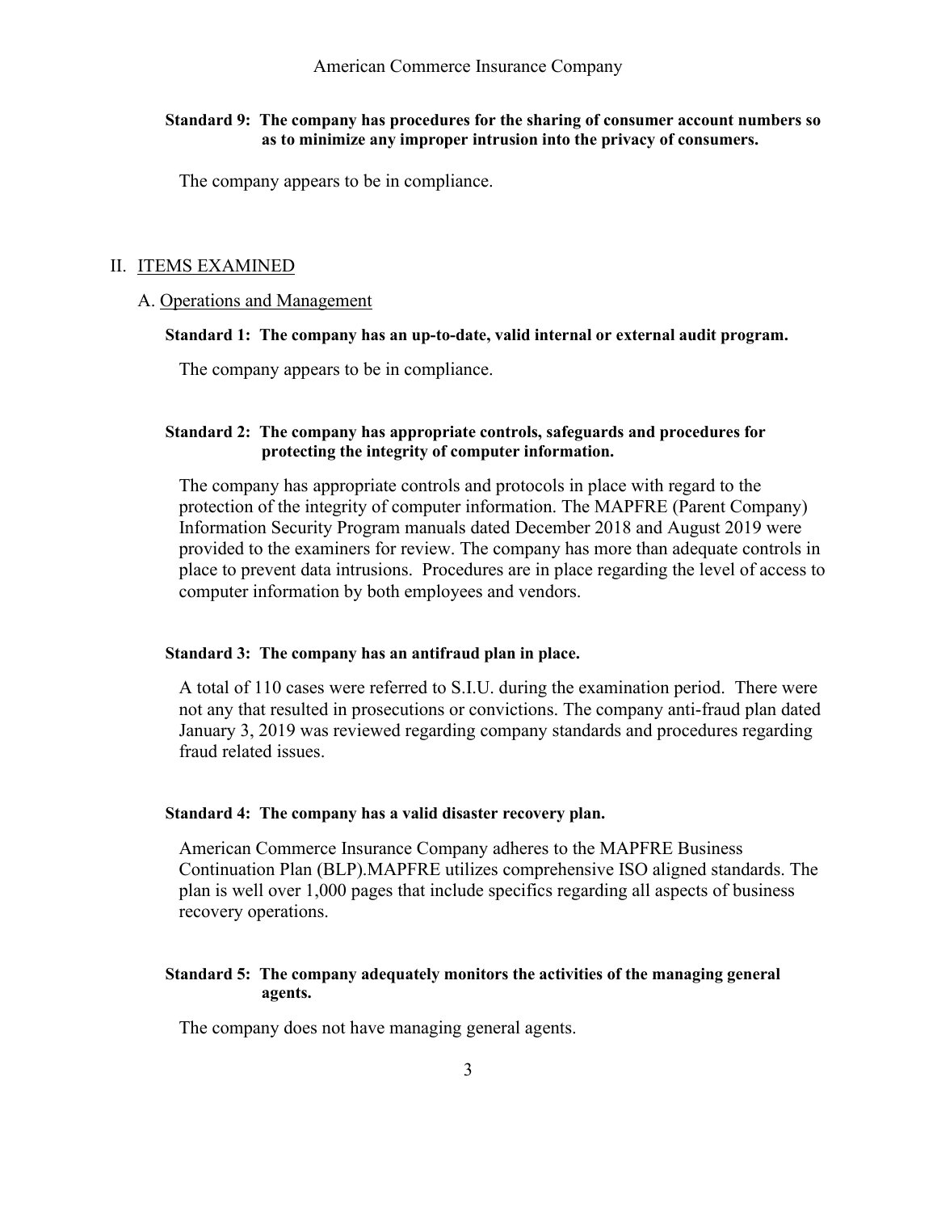**Standard 9: The company has procedures for the sharing of consumer account numbers so as to minimize any improper intrusion into the privacy of consumers.**

The company appears to be in compliance.

## II. ITEMS EXAMINED

### A. Operations and Management

**Standard 1: The company has an up-to-date, valid internal or external audit program.**

The company appears to be in compliance.

**Standard 2: The company has appropriate controls, safeguards and procedures for protecting the integrity of computer information.**

The company has appropriate controls and protocols in place with regard to the protection of the integrity of computer information. The MAPFRE (Parent Company) Information Security Program manuals dated December 2018 and August 2019 were provided to the examiners for review. The company has more than adequate controls in place to prevent data intrusions. Procedures are in place regarding the level of access to computer information by both employees and vendors.

**Standard 3: The company has an antifraud plan in place.**

A total of 110 cases were referred to S.I.U. during the examination period. There were not any that resulted in prosecutions or convictions. The company anti-fraud plan dated January 3, 2019 was reviewed regarding company standards and procedures regarding fraud related issues.

**Standard 4: The company has a valid disaster recovery plan.**

American Commerce Insurance Company adheres to the MAPFRE Business Continuation Plan (BLP).MAPFRE utilizes comprehensive ISO aligned standards. The plan is well over 1,000 pages that include specifics regarding all aspects of business recovery operations.

**Standard 5: The company adequately monitors the activities of the managing general agents.**

The company does not have managing general agents.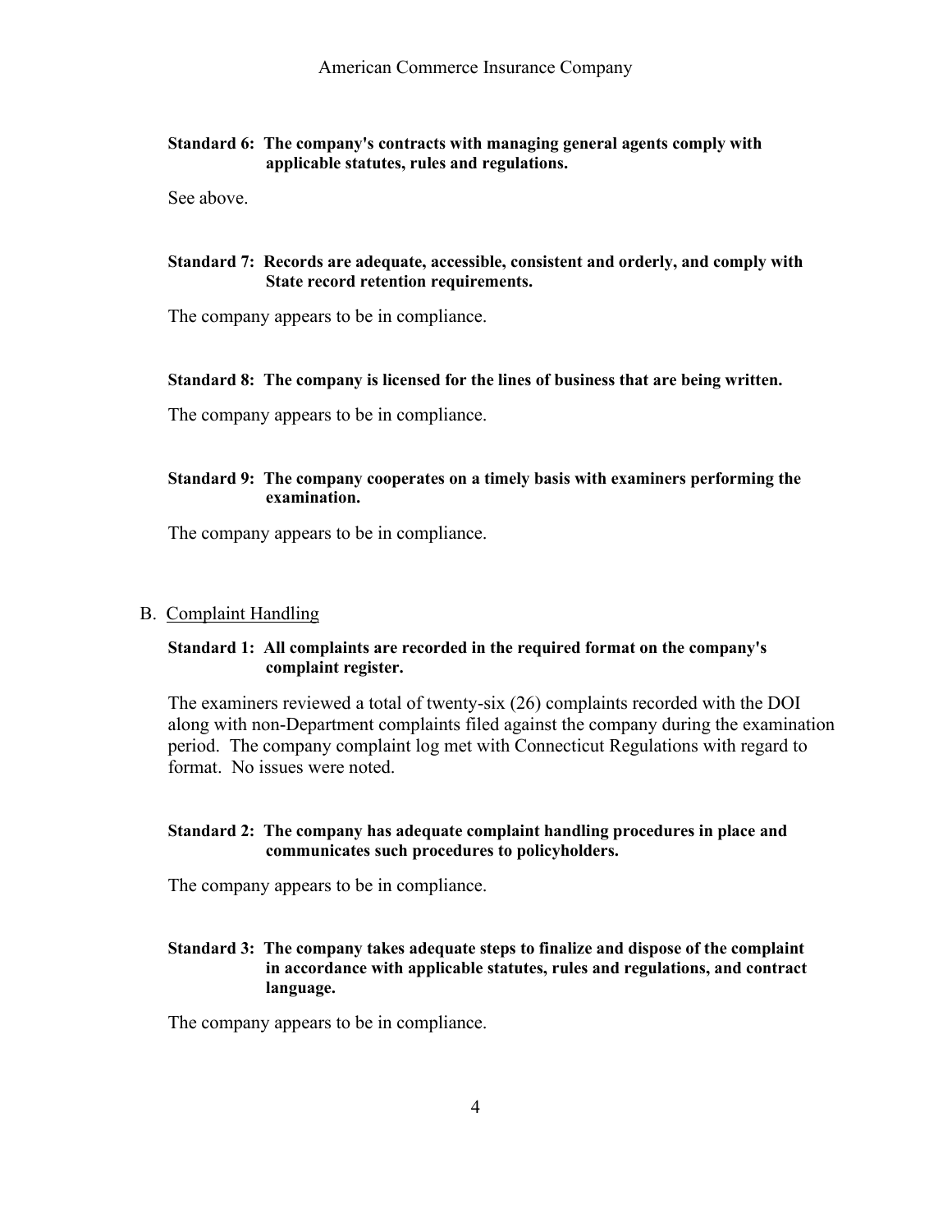**Standard 6: The company's contracts with managing general agents comply with applicable statutes, rules and regulations.**

See above.

**Standard 7: Records are adequate, accessible, consistent and orderly, and comply with State record retention requirements.**

The company appears to be in compliance.

**Standard 8: The company is licensed for the lines of business that are being written.**

The company appears to be in compliance.

**Standard 9: The company cooperates on a timely basis with examiners performing the examination.**

The company appears to be in compliance.

## B. Complaint Handling

**Standard 1: All complaints are recorded in the required format on the company's complaint register.**

The examiners reviewed a total of twenty-six (26) complaints recorded with the DOI along with non-Department complaints filed against the company during the examination period. The company complaint log met with Connecticut Regulations with regard to format. No issues were noted.

**Standard 2: The company has adequate complaint handling procedures in place and communicates such procedures to policyholders.**

The company appears to be in compliance.

**Standard 3: The company takes adequate steps to finalize and dispose of the complaint in accordance with applicable statutes, rules and regulations, and contract language.**

The company appears to be in compliance.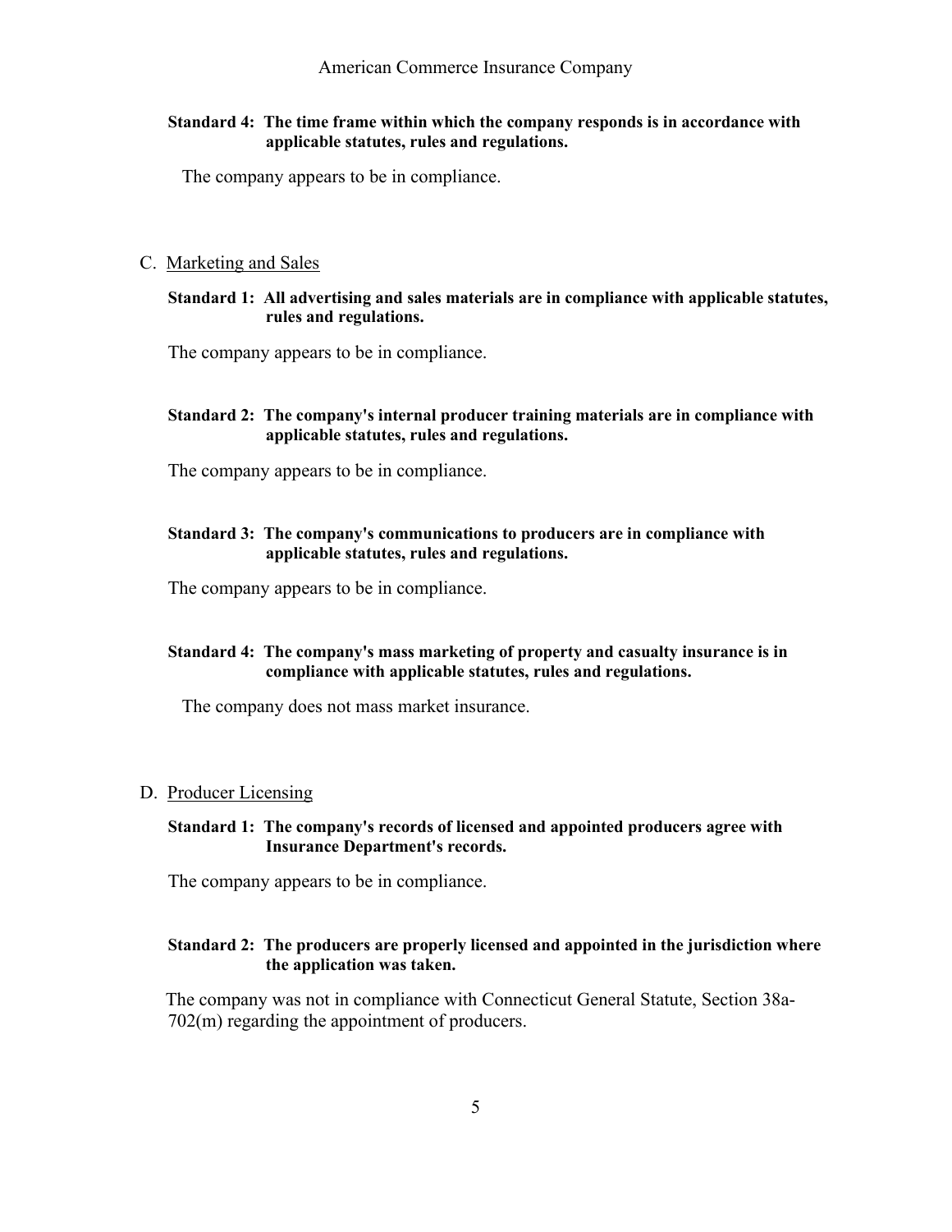**Standard 4: The time frame within which the company responds is in accordance with applicable statutes, rules and regulations.**

The company appears to be in compliance.

C. Marketing and Sales

**Standard 1: All advertising and sales materials are in compliance with applicable statutes, rules and regulations.**

The company appears to be in compliance.

**Standard 2: The company's internal producer training materials are in compliance with applicable statutes, rules and regulations.**

The company appears to be in compliance.

**Standard 3: The company's communications to producers are in compliance with applicable statutes, rules and regulations.**

The company appears to be in compliance.

**Standard 4: The company's mass marketing of property and casualty insurance is in compliance with applicable statutes, rules and regulations.**

The company does not mass market insurance.

D. Producer Licensing

**Standard 1: The company's records of licensed and appointed producers agree with Insurance Department's records.**

The company appears to be in compliance.

**Standard 2: The producers are properly licensed and appointed in the jurisdiction where the application was taken.**

The company was not in compliance with Connecticut General Statute, Section 38a-702(m) regarding the appointment of producers.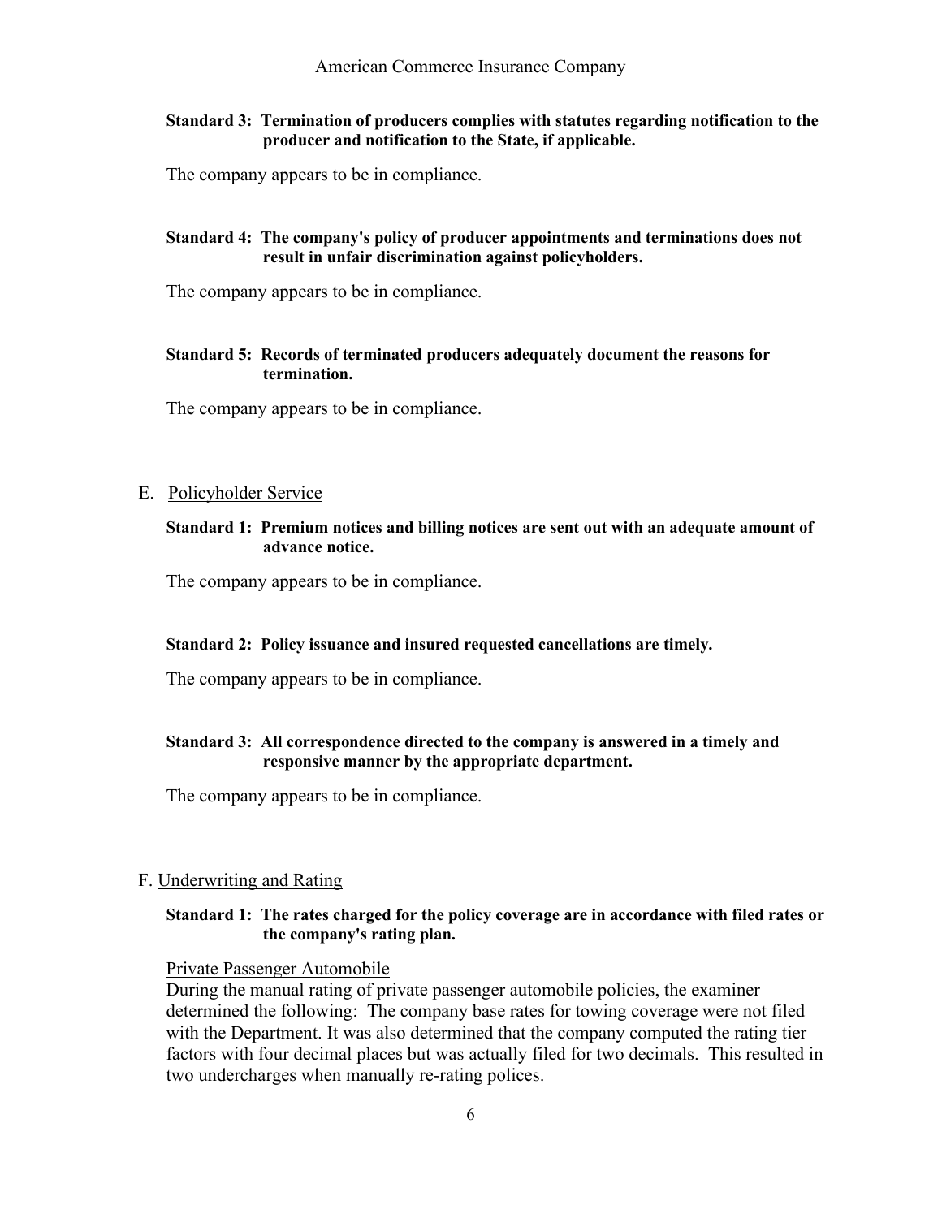**Standard 3: Termination of producers complies with statutes regarding notification to the producer and notification to the State, if applicable.**

The company appears to be in compliance.

**Standard 4: The company's policy of producer appointments and terminations does not result in unfair discrimination against policyholders.**

The company appears to be in compliance.

**Standard 5: Records of terminated producers adequately document the reasons for termination.**

The company appears to be in compliance.

## E. Policyholder Service

**Standard 1: Premium notices and billing notices are sent out with an adequate amount of advance notice.**

The company appears to be in compliance.

**Standard 2: Policy issuance and insured requested cancellations are timely.**

The company appears to be in compliance.

**Standard 3: All correspondence directed to the company is answered in a timely and responsive manner by the appropriate department.**

The company appears to be in compliance.

## F. Underwriting and Rating

**Standard 1: The rates charged for the policy coverage are in accordance with filed rates or the company's rating plan.**

Private Passenger Automobile

During the manual rating of private passenger automobile policies, the examiner determined the following: The company base rates for towing coverage were not filed with the Department. It was also determined that the company computed the rating tier factors with four decimal places but was actually filed for two decimals. This resulted in two undercharges when manually re-rating polices.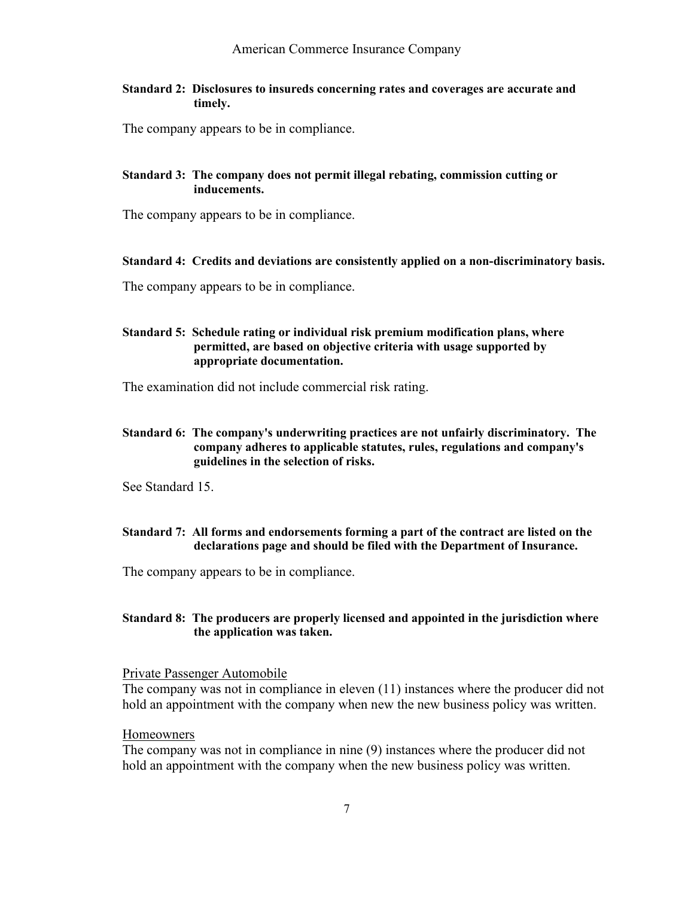**Standard 2: Disclosures to insureds concerning rates and coverages are accurate and timely.**

The company appears to be in compliance.

**Standard 3: The company does not permit illegal rebating, commission cutting or inducements.**

The company appears to be in compliance.

**Standard 4: Credits and deviations are consistently applied on a non-discriminatory basis.**

The company appears to be in compliance.

**Standard 5: Schedule rating or individual risk premium modification plans, where permitted, are based on objective criteria with usage supported by appropriate documentation.**

The examination did not include commercial risk rating.

**Standard 6: The company's underwriting practices are not unfairly discriminatory. The company adheres to applicable statutes, rules, regulations and company's guidelines in the selection of risks.**

See Standard 15.

**Standard 7: All forms and endorsements forming a part of the contract are listed on the declarations page and should be filed with the Department of Insurance.**

The company appears to be in compliance.

**Standard 8: The producers are properly licensed and appointed in the jurisdiction where the application was taken.**

Private Passenger Automobile

The company was not in compliance in eleven (11) instances where the producer did not hold an appointment with the company when new the new business policy was written.

Homeowners

The company was not in compliance in nine (9) instances where the producer did not hold an appointment with the company when the new business policy was written.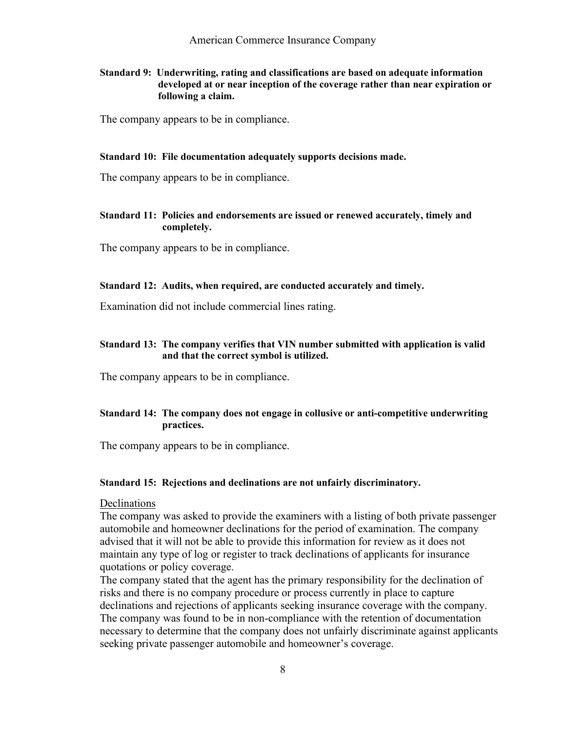**Standard 9: Underwriting, rating and classifications are based on adequate information developed at or near inception of the coverage rather than near expiration or following a claim.**

The company appears to be in compliance.

**Standard 10: File documentation adequately supports decisions made.**

The company appears to be in compliance.

**Standard 11: Policies and endorsements are issued or renewed accurately, timely and completely.**

The company appears to be in compliance.

**Standard 12: Audits, when required, are conducted accurately and timely.**

Examination did not include commercial lines rating.

**Standard 13: The company verifies that VIN number submitted with application is valid and that the correct symbol is utilized.**

The company appears to be in compliance.

**Standard 14: The company does not engage in collusive or anti-competitive underwriting practices.**

The company appears to be in compliance.

**Standard 15: Rejections and declinations are not unfairly discriminatory.**

Declinations

The company was asked to provide the examiners with a listing of both private passenger automobile and homeowner declinations for the period of examination. The company advised that it will not be able to provide this information for review as it does not maintain any type of log or register to track declinations of applicants for insurance quotations or policy coverage.

The company stated that the agent has the primary responsibility for the declination of risks and there is no company procedure or process currently in place to capture declinations and rejections of applicants seeking insurance coverage with the company. The company was found to be in non-compliance with the retention of documentation necessary to determine that the company does not unfairly discriminate against applicants seeking private passenger automobile and homeowner's coverage.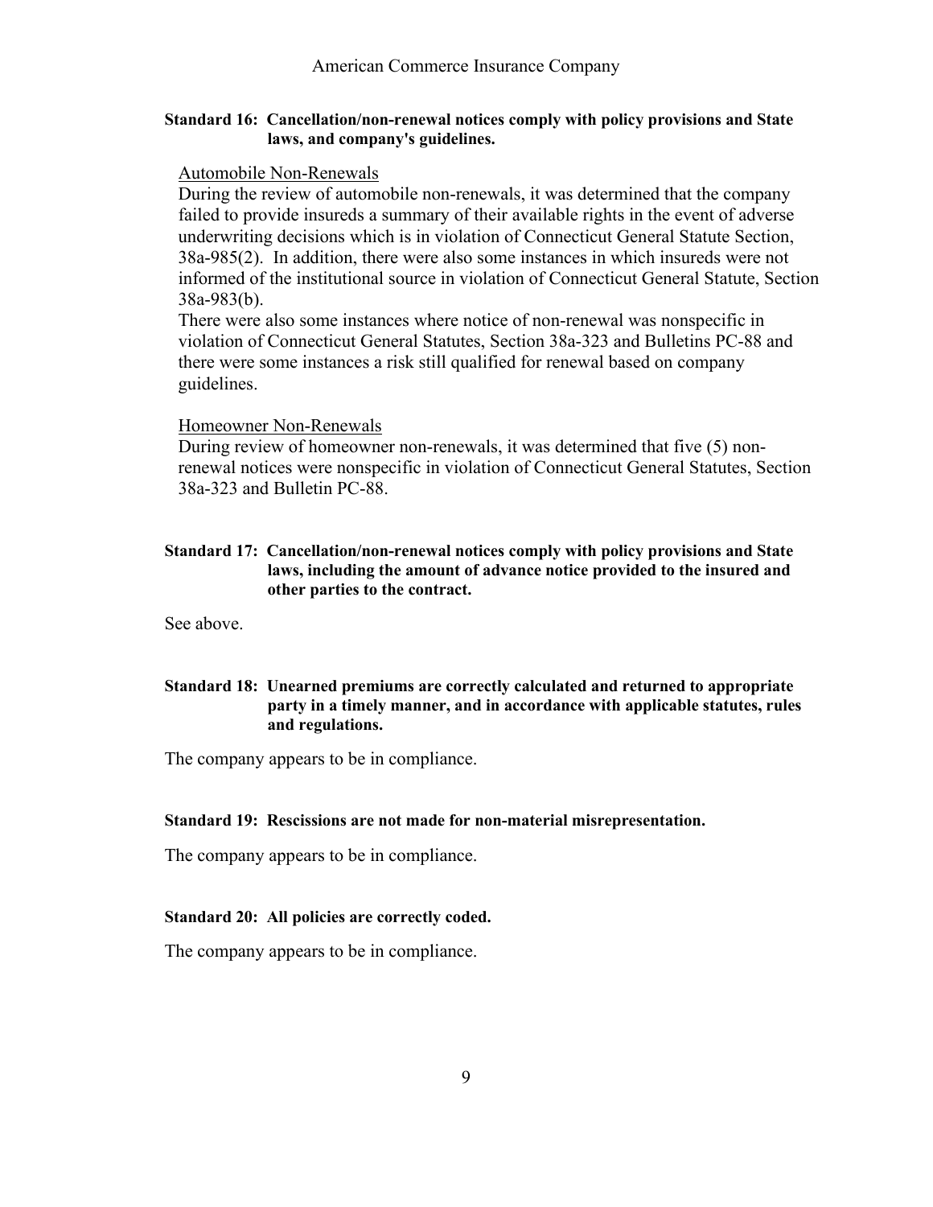**Standard 16: Cancellation/non-renewal notices comply with policy provisions and State laws, and company's guidelines.**

Automobile Non-Renewals

During the review of automobile non-renewals, it was determined that the company failed to provide insureds a summary of their available rights in the event of adverse underwriting decisions which is in violation of Connecticut General Statute Section, 38a-985(2). In addition, there were also some instances in which insureds were not informed of the institutional source in violation of Connecticut General Statute, Section 38a-983(b).

There were also some instances where notice of non-renewal was nonspecific in violation of Connecticut General Statutes, Section 38a-323 and Bulletins PC-88 and there were some instances a risk still qualified for renewal based on company guidelines.

Homeowner Non-Renewals

During review of homeowner non-renewals, it was determined that five (5) non-renewal notices were nonspecific in violation of Connecticut General Statutes, Section 38a-323 and Bulletin PC-88.

**Standard 17: Cancellation/non-renewal notices comply with policy provisions and State laws, including the amount of advance notice provided to the insured and other parties to the contract.**

See above.

**Standard 18: Unearned premiums are correctly calculated and returned to appropriate party in a timely manner, and in accordance with applicable statutes, rules and regulations.**

The company appears to be in compliance.

**Standard 19: Rescissions are not made for non-material misrepresentation.**

The company appears to be in compliance.

**Standard 20: All policies are correctly coded.**

The company appears to be in compliance.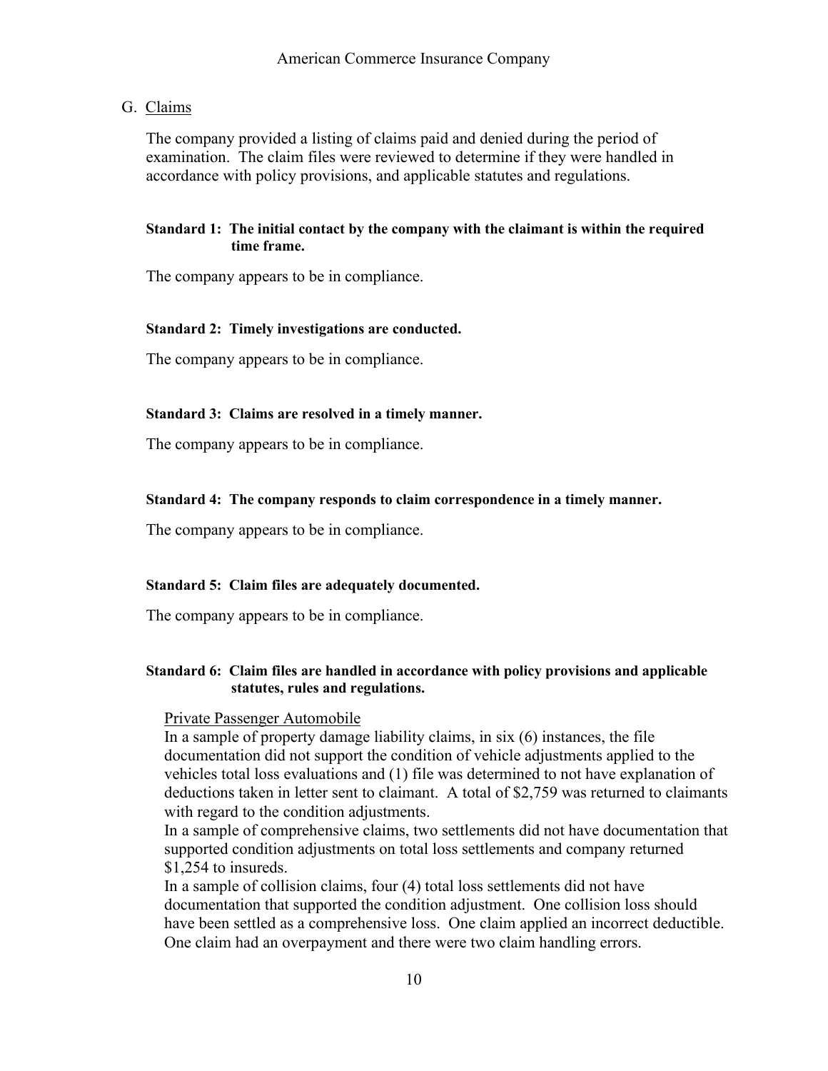## G. Claims

The company provided a listing of claims paid and denied during the period of examination. The claim files were reviewed to determine if they were handled in accordance with policy provisions, and applicable statutes and regulations.

**Standard 1: The initial contact by the company with the claimant is within the required time frame.**

The company appears to be in compliance.

**Standard 2: Timely investigations are conducted.**

The company appears to be in compliance.

**Standard 3: Claims are resolved in a timely manner.**

The company appears to be in compliance.

**Standard 4: The company responds to claim correspondence in a timely manner.**

The company appears to be in compliance.

**Standard 5: Claim files are adequately documented.**

The company appears to be in compliance.

**Standard 6: Claim files are handled in accordance with policy provisions and applicable statutes, rules and regulations.**

Private Passenger Automobile

In a sample of property damage liability claims, in six (6) instances, the file documentation did not support the condition of vehicle adjustments applied to the vehicles total loss evaluations and (1) file was determined to not have explanation of deductions taken in letter sent to claimant. A total of $2,759 was returned to claimants with regard to the condition adjustments.

In a sample of comprehensive claims, two settlements did not have documentation that supported condition adjustments on total loss settlements and company returned $1,254 to insureds.

In a sample of collision claims, four (4) total loss settlements did not have documentation that supported the condition adjustment. One collision loss should have been settled as a comprehensive loss. One claim applied an incorrect deductible. One claim had an overpayment and there were two claim handling errors.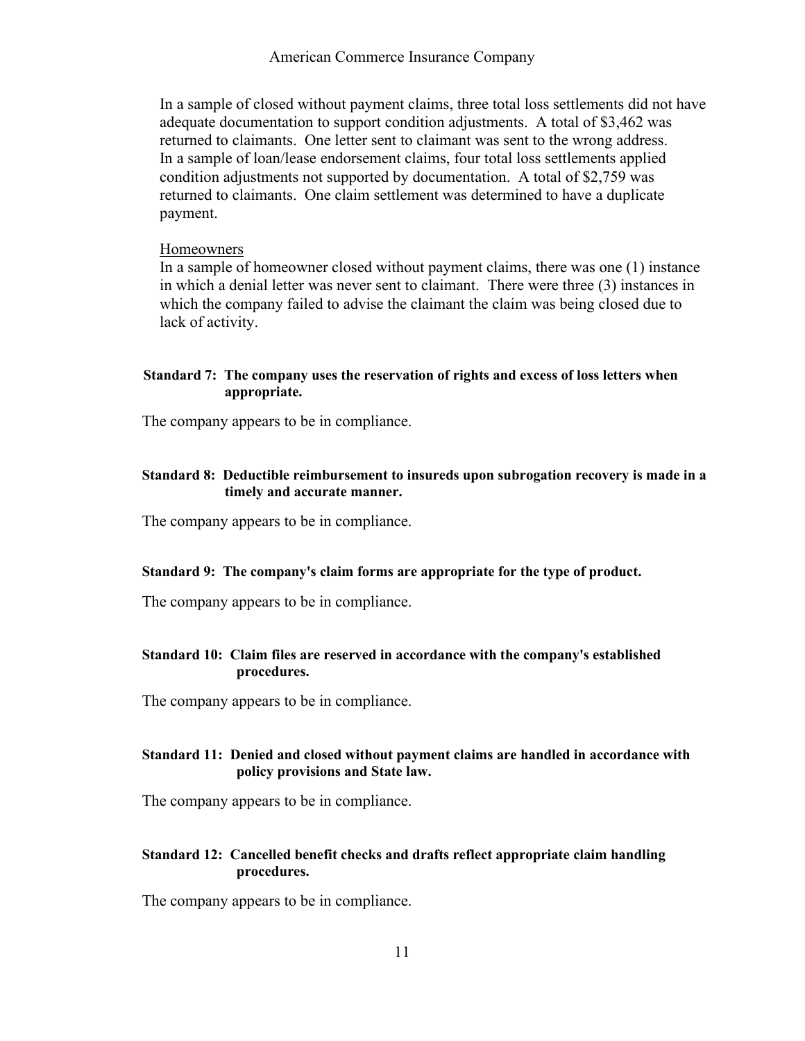In a sample of closed without payment claims, three total loss settlements did not have adequate documentation to support condition adjustments. A total of $3,462 was returned to claimants. One letter sent to claimant was sent to the wrong address. In a sample of loan/lease endorsement claims, four total loss settlements applied condition adjustments not supported by documentation. A total of $2,759 was returned to claimants. One claim settlement was determined to have a duplicate payment.

Homeowners

In a sample of homeowner closed without payment claims, there was one (1) instance in which a denial letter was never sent to claimant. There were three (3) instances in which the company failed to advise the claimant the claim was being closed due to lack of activity.

**Standard 7: The company uses the reservation of rights and excess of loss letters when appropriate.**

The company appears to be in compliance.

**Standard 8: Deductible reimbursement to insureds upon subrogation recovery is made in a timely and accurate manner.**

The company appears to be in compliance.

**Standard 9: The company's claim forms are appropriate for the type of product.**

The company appears to be in compliance.

**Standard 10: Claim files are reserved in accordance with the company's established procedures.**

The company appears to be in compliance.

**Standard 11: Denied and closed without payment claims are handled in accordance with policy provisions and State law.**

The company appears to be in compliance.

**Standard 12: Cancelled benefit checks and drafts reflect appropriate claim handling procedures.**

The company appears to be in compliance.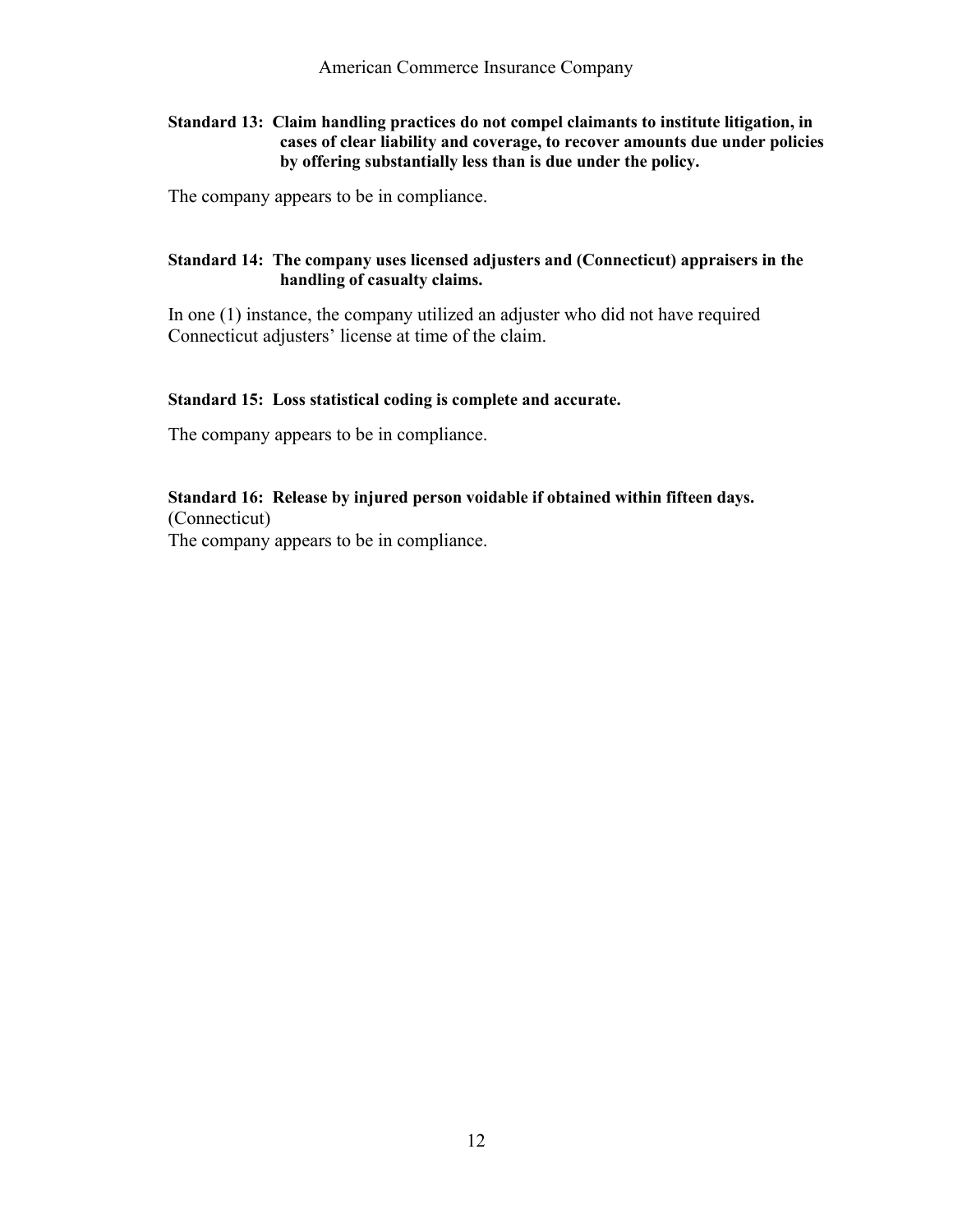**Standard 13: Claim handling practices do not compel claimants to institute litigation, in cases of clear liability and coverage, to recover amounts due under policies by offering substantially less than is due under the policy.**

The company appears to be in compliance.

**Standard 14: The company uses licensed adjusters and (Connecticut) appraisers in the handling of casualty claims.**

In one (1) instance, the company utilized an adjuster who did not have required Connecticut adjusters' license at time of the claim.

**Standard 15: Loss statistical coding is complete and accurate.**

The company appears to be in compliance.

**Standard 16: Release by injured person voidable if obtained within fifteen days.**
(Connecticut)
The company appears to be in compliance.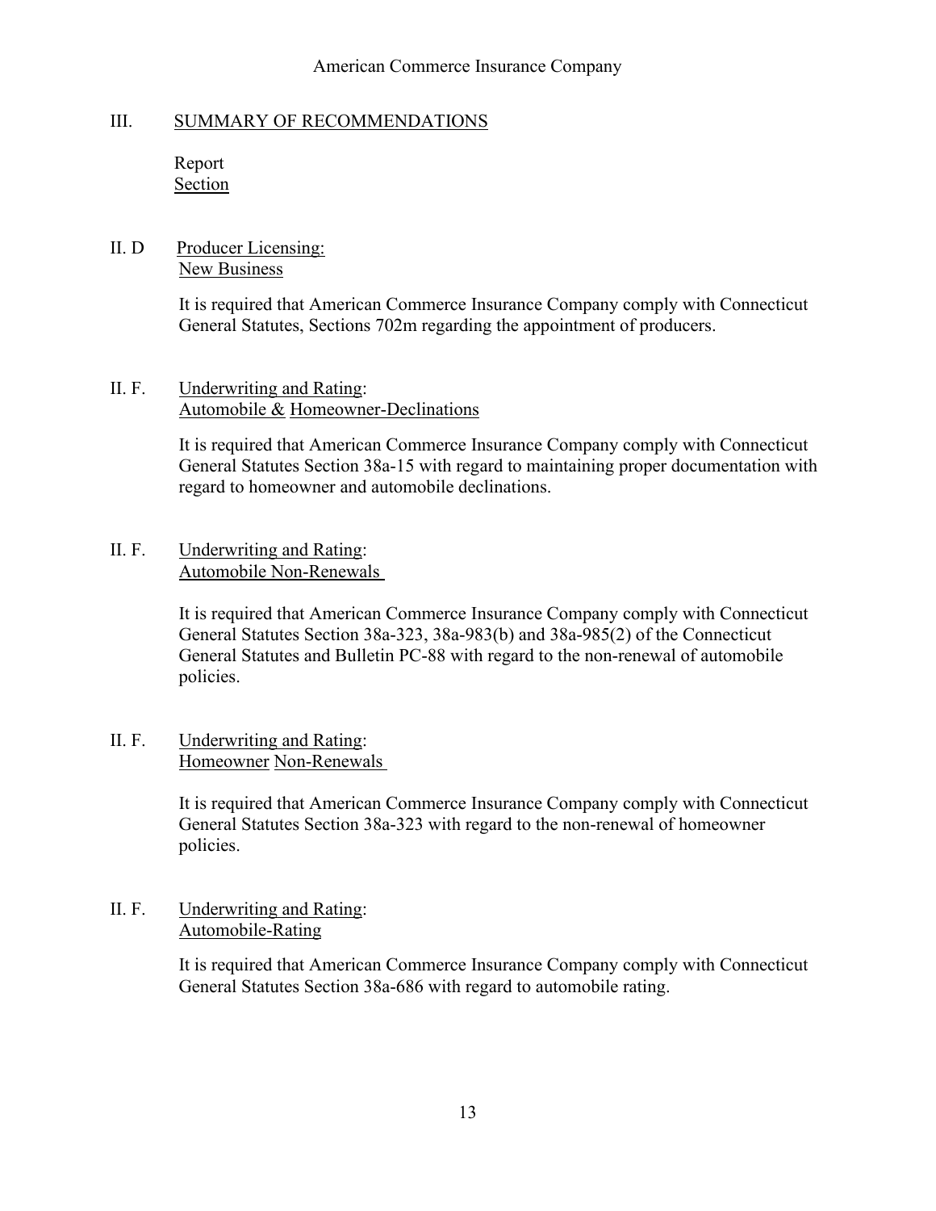## III. SUMMARY OF RECOMMENDATIONS

Report
Section

II. D Producer Licensing:
New Business

It is required that American Commerce Insurance Company comply with Connecticut General Statutes, Sections 702m regarding the appointment of producers.

II. F. Underwriting and Rating:
Automobile & Homeowner-Declinations

It is required that American Commerce Insurance Company comply with Connecticut General Statutes Section 38a-15 with regard to maintaining proper documentation with regard to homeowner and automobile declinations.

II. F. Underwriting and Rating:
Automobile Non-Renewals

It is required that American Commerce Insurance Company comply with Connecticut General Statutes Section 38a-323, 38a-983(b) and 38a-985(2) of the Connecticut General Statutes and Bulletin PC-88 with regard to the non-renewal of automobile policies.

II. F. Underwriting and Rating:
Homeowner Non-Renewals

It is required that American Commerce Insurance Company comply with Connecticut General Statutes Section 38a-323 with regard to the non-renewal of homeowner policies.

II. F. Underwriting and Rating:
Automobile-Rating

It is required that American Commerce Insurance Company comply with Connecticut General Statutes Section 38a-686 with regard to automobile rating.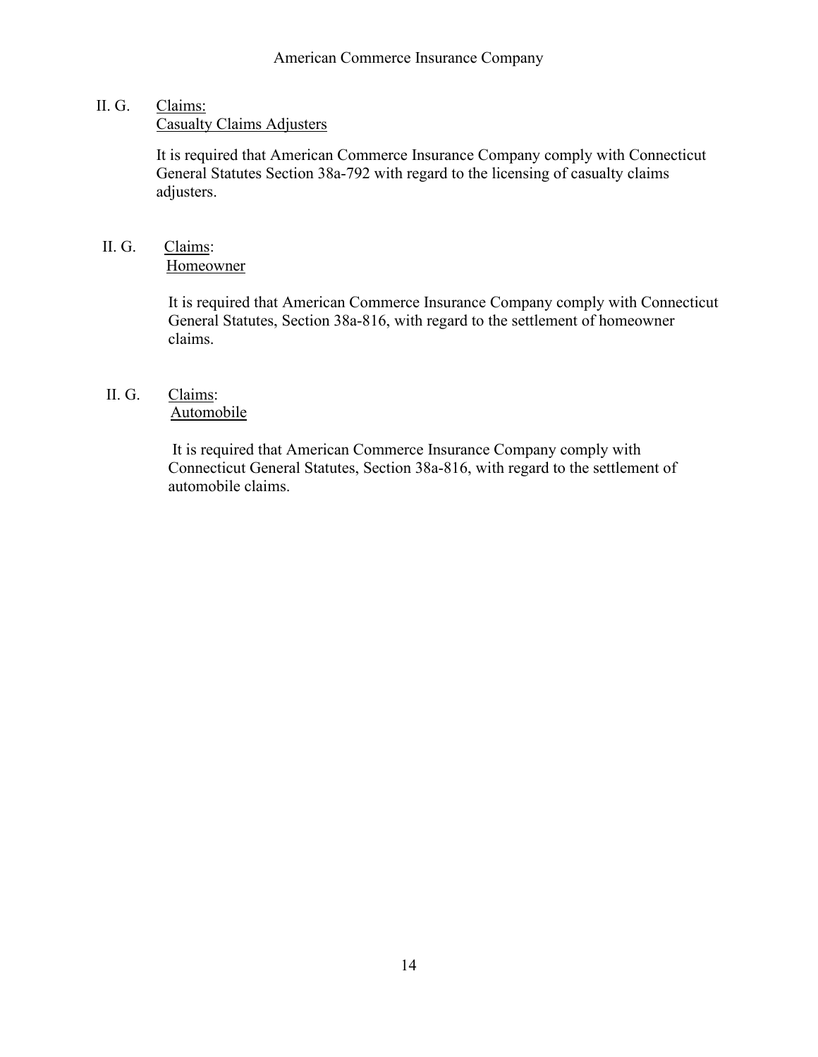II. G. Claims:
Casualty Claims Adjusters

It is required that American Commerce Insurance Company comply with Connecticut General Statutes Section 38a-792 with regard to the licensing of casualty claims adjusters.

II. G. Claims:
Homeowner

It is required that American Commerce Insurance Company comply with Connecticut General Statutes, Section 38a-816, with regard to the settlement of homeowner claims.

II. G. Claims:
Automobile

It is required that American Commerce Insurance Company comply with Connecticut General Statutes, Section 38a-816, with regard to the settlement of automobile claims.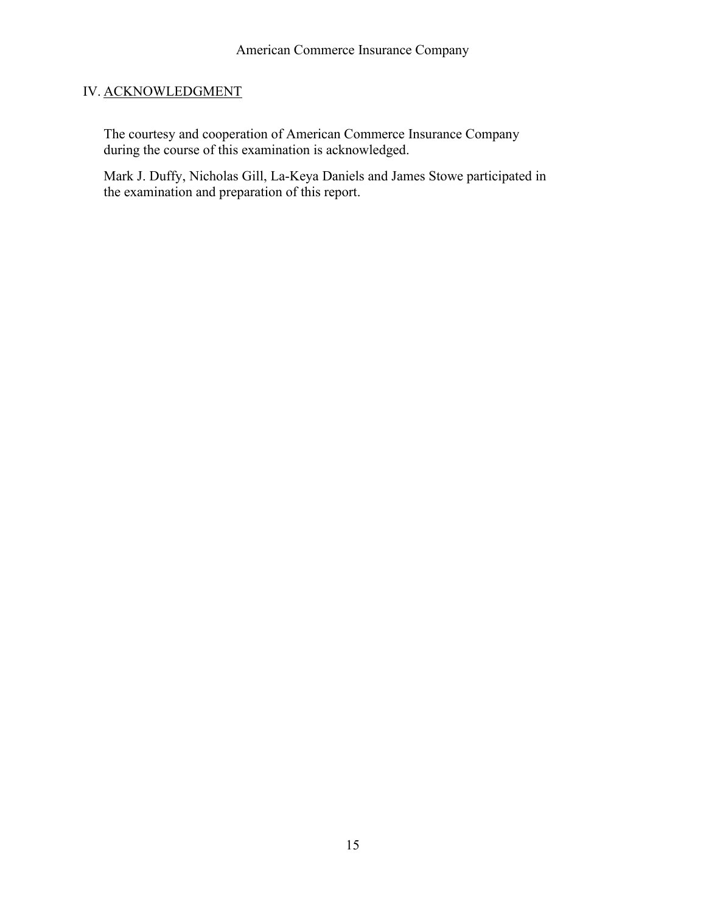## IV. ACKNOWLEDGMENT

The courtesy and cooperation of American Commerce Insurance Company during the course of this examination is acknowledged.

Mark J. Duffy, Nicholas Gill, La-Keya Daniels and James Stowe participated in the examination and preparation of this report.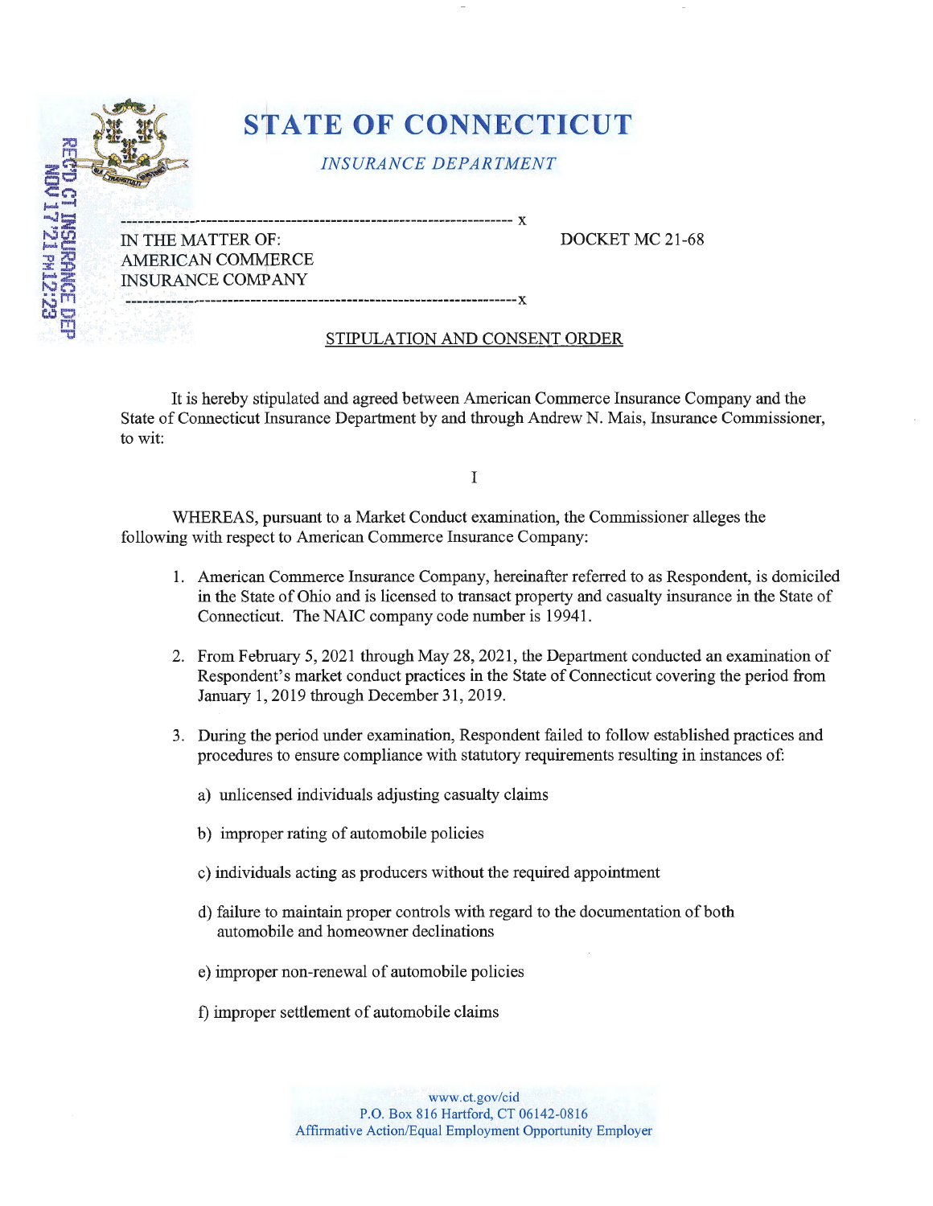# STATE OF CONNECTICUT

*INSURANCE DEPARTMENT*

RECD CT INSURANCE DEP NOV 17 '21 PM12:23

---

IN THE MATTER OF:
AMERICAN COMMERCE
INSURANCE COMPANY

DOCKET MC 21-68

---

STIPULATION AND CONSENT ORDER

It is hereby stipulated and agreed between American Commerce Insurance Company and the State of Connecticut Insurance Department by and through Andrew N. Mais, Insurance Commissioner, to wit:

I

WHEREAS, pursuant to a Market Conduct examination, the Commissioner alleges the following with respect to American Commerce Insurance Company:

1. American Commerce Insurance Company, hereinafter referred to as Respondent, is domiciled in the State of Ohio and is licensed to transact property and casualty insurance in the State of Connecticut. The NAIC company code number is 19941.

2. From February 5, 2021 through May 28, 2021, the Department conducted an examination of Respondent's market conduct practices in the State of Connecticut covering the period from January 1, 2019 through December 31, 2019.

3. During the period under examination, Respondent failed to follow established practices and procedures to ensure compliance with statutory requirements resulting in instances of:

   a) unlicensed individuals adjusting casualty claims

   b) improper rating of automobile policies

   c) individuals acting as producers without the required appointment

   d) failure to maintain proper controls with regard to the documentation of both automobile and homeowner declinations

   e) improper non-renewal of automobile policies

   f) improper settlement of automobile claims

www.ct.gov/cid
P.O. Box 816 Hartford, CT 06142-0816
Affirmative Action/Equal Employment Opportunity Employer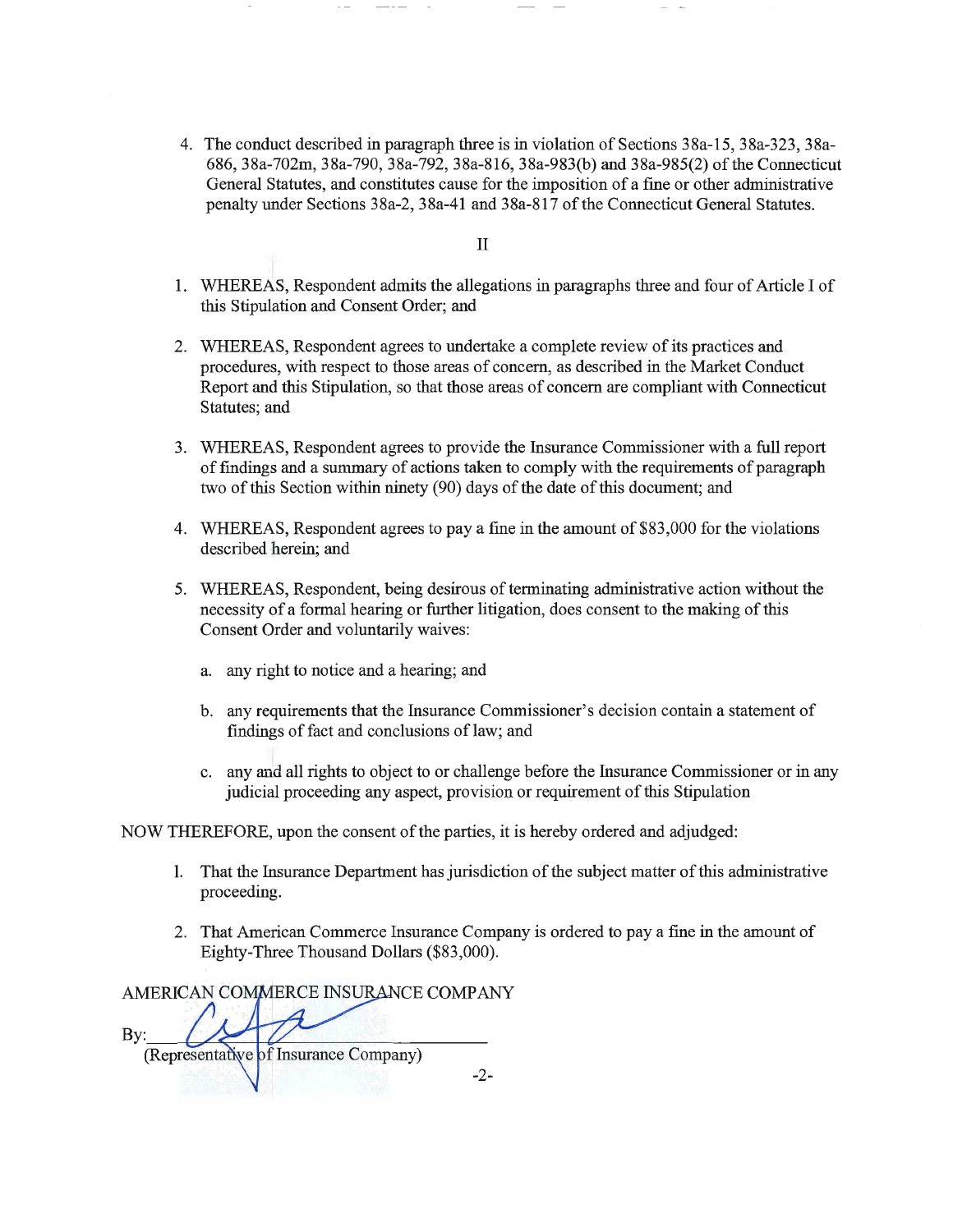4. The conduct described in paragraph three is in violation of Sections 38a-15, 38a-323, 38a-686, 38a-702m, 38a-790, 38a-792, 38a-816, 38a-983(b) and 38a-985(2) of the Connecticut General Statutes, and constitutes cause for the imposition of a fine or other administrative penalty under Sections 38a-2, 38a-41 and 38a-817 of the Connecticut General Statutes.

II

1. WHEREAS, Respondent admits the allegations in paragraphs three and four of Article I of this Stipulation and Consent Order; and
2. WHEREAS, Respondent agrees to undertake a complete review of its practices and procedures, with respect to those areas of concern, as described in the Market Conduct Report and this Stipulation, so that those areas of concern are compliant with Connecticut Statutes; and
3. WHEREAS, Respondent agrees to provide the Insurance Commissioner with a full report of findings and a summary of actions taken to comply with the requirements of paragraph two of this Section within ninety (90) days of the date of this document; and
4. WHEREAS, Respondent agrees to pay a fine in the amount of $83,000 for the violations described herein; and
5. WHEREAS, Respondent, being desirous of terminating administrative action without the necessity of a formal hearing or further litigation, does consent to the making of this Consent Order and voluntarily waives:
   a. any right to notice and a hearing; and
   b. any requirements that the Insurance Commissioner's decision contain a statement of findings of fact and conclusions of law; and
   c. any and all rights to object to or challenge before the Insurance Commissioner or in any judicial proceeding any aspect, provision or requirement of this Stipulation

NOW THEREFORE, upon the consent of the parties, it is hereby ordered and adjudged:

1. That the Insurance Department has jurisdiction of the subject matter of this administrative proceeding.
2. That American Commerce Insurance Company is ordered to pay a fine in the amount of Eighty-Three Thousand Dollars ($83,000).

AMERICAN COMMERCE INSURANCE COMPANY

By: ______________________________
(Representative of Insurance Company)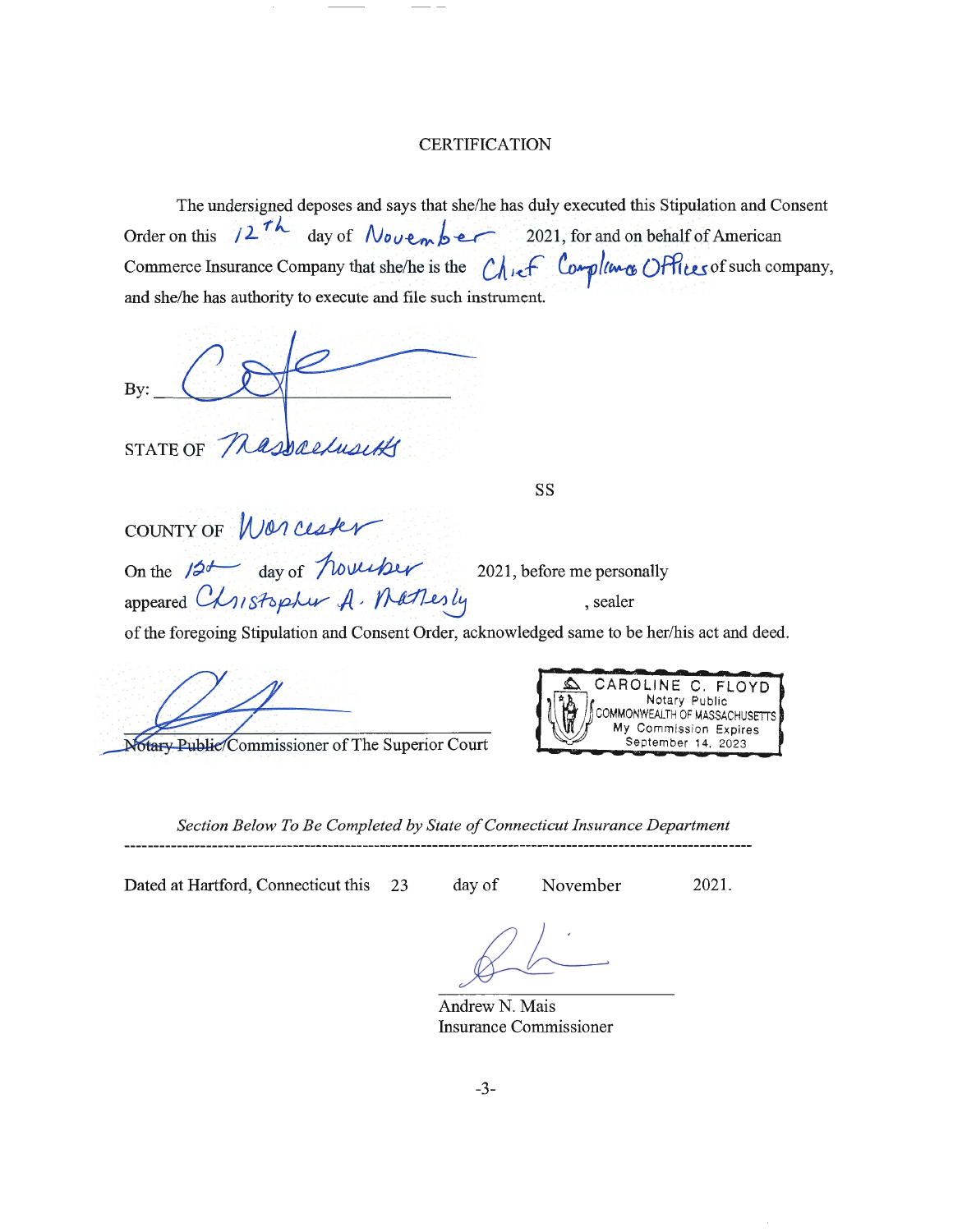# CERTIFICATION

The undersigned deposes and says that she/he has duly executed this Stipulation and Consent Order on this 12th day of November 2021, for and on behalf of American Commerce Insurance Company that she/he is the Chief Compliance Officer of such company, and she/he has authority to execute and file such instrument.

By: ______________________________

STATE OF Massachusetts

SS

COUNTY OF Worcester

On the 12th day of November 2021, before me personally appeared Christopher A. Mathesly, sealer of the foregoing Stipulation and Consent Order, acknowledged same to be her/his act and deed.

______________________________
~~Notary Public~~/Commissioner of The Superior Court

CAROLINE C. FLOYD
Notary Public
COMMONWEALTH OF MASSACHUSETTS
My Commission Expires
September 14, 2023

*Section Below To Be Completed by State of Connecticut Insurance Department*

---

Dated at Hartford, Connecticut this 23 day of November 2021.

______________________________
Andrew N. Mais
Insurance Commissioner